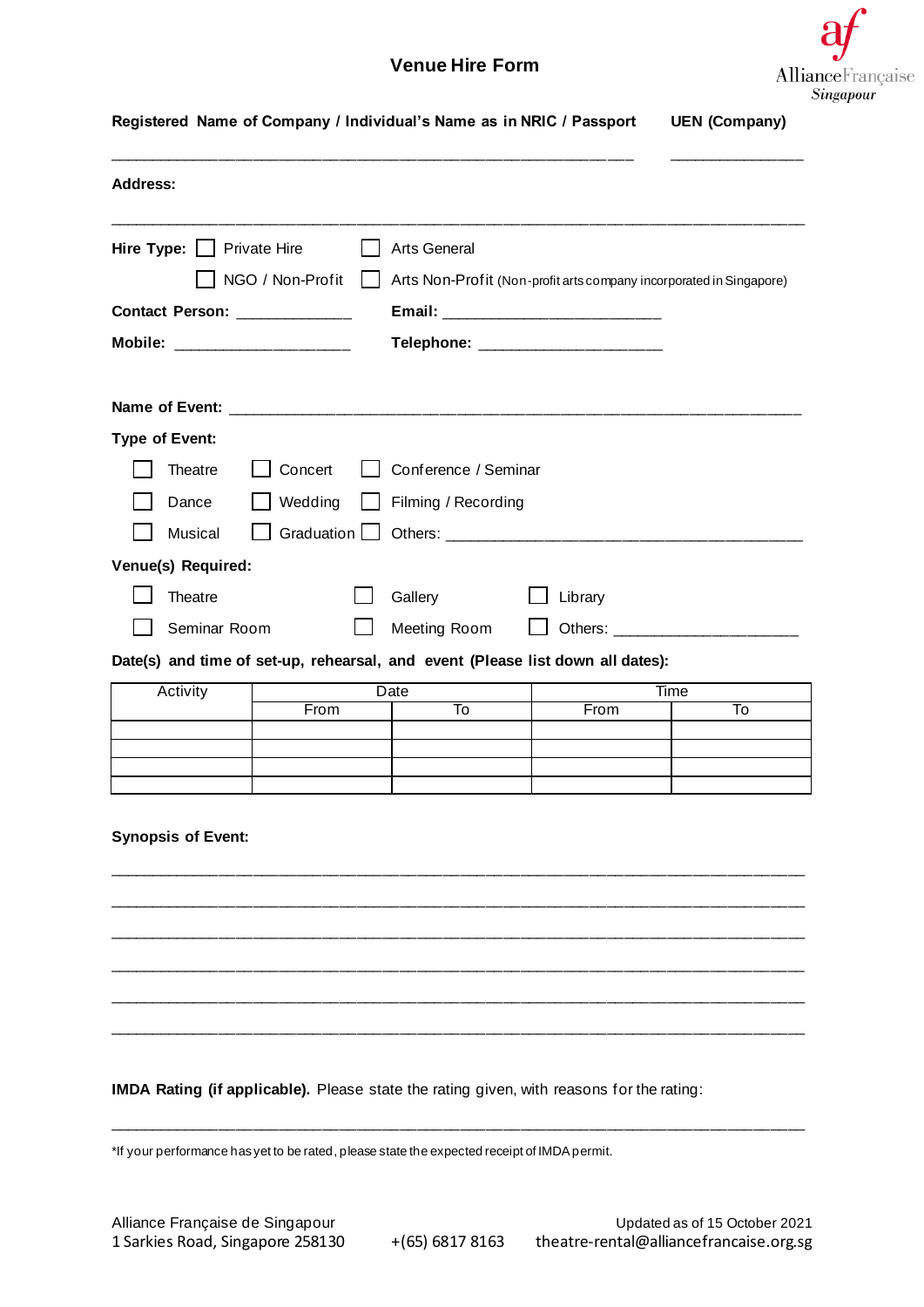# Venue Hire Form

Alliance Française Singapour

**Registered Name of Company / Individual's Name as in NRIC / Passport** ________________________________

**UEN (Company)** ________________

**Address:** ________________________________________________________________

**Hire Type:** ☐ Private Hire ☐ Arts General

☐ NGO / Non-Profit ☐ Arts Non-Profit (Non-profit arts company incorporated in Singapore)

**Contact Person:** _____________ **Email:** _________________________

**Mobile:** ____________________ **Telephone:** _____________________

**Name of Event:** ________________________________________________________________

**Type of Event:**

☐ Theatre ☐ Concert ☐ Conference / Seminar

☐ Dance ☐ Wedding ☐ Filming / Recording

☐ Musical ☐ Graduation ☐ Others: ________________________________

**Venue(s) Required:**

☐ Theatre ☐ Gallery ☐ Library

☐ Seminar Room ☐ Meeting Room ☐ Others: _____________________

**Date(s) and time of set-up, rehearsal, and event (Please list down all dates):**

| Activity | Date | | Time | |
|---|---|---|---|---|
| | From | To | From | To |
| | | | | |
| | | | | |
| | | | | |
| | | | | |

**Synopsis of Event:**

________________________________________________________________

________________________________________________________________

________________________________________________________________

________________________________________________________________

________________________________________________________________

________________________________________________________________

**IMDA Rating (if applicable).** Please state the rating given, with reasons for the rating:

________________________________________________________________

*If your performance has yet to be rated, please state the expected receipt of IMDA permit.

Alliance Française de Singapour
1 Sarkies Road, Singapore 258130 +(65) 6817 8163 theatre-rental@alliancefrancaise.org.sg

Updated as of 15 October 2021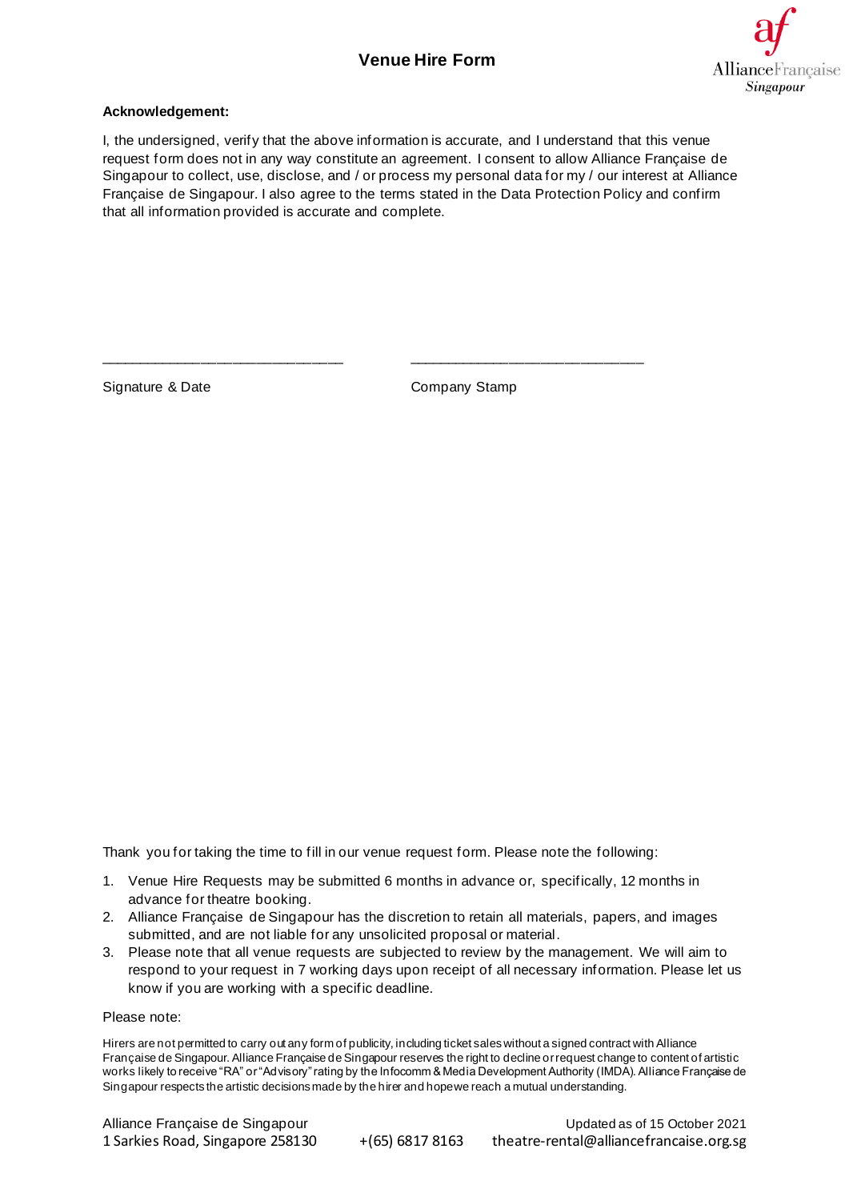## Venue Hire Form

**Acknowledgement:**

I, the undersigned, verify that the above information is accurate, and I understand that this venue request form does not in any way constitute an agreement. I consent to allow Alliance Française de Singapour to collect, use, disclose, and / or process my personal data for my / our interest at Alliance Française de Singapour. I also agree to the terms stated in the Data Protection Policy and confirm that all information provided is accurate and complete.

\_\_\_\_\_\_\_\_\_\_\_\_\_\_\_\_\_\_\_\_\_\_\_\_\_\_\_\_\_\_\_\_\_\_ &nbsp;&nbsp;&nbsp;&nbsp;&nbsp;&nbsp; \_\_\_\_\_\_\_\_\_\_\_\_\_\_\_\_\_\_\_\_\_\_\_\_\_\_\_\_\_\_\_\_\_\_

Signature & Date &nbsp;&nbsp;&nbsp;&nbsp;&nbsp;&nbsp; Company Stamp

Thank you for taking the time to fill in our venue request form. Please note the following:

1. Venue Hire Requests may be submitted 6 months in advance or, specifically, 12 months in advance for theatre booking.
2. Alliance Française de Singapour has the discretion to retain all materials, papers, and images submitted, and are not liable for any unsolicited proposal or material.
3. Please note that all venue requests are subjected to review by the management. We will aim to respond to your request in 7 working days upon receipt of all necessary information. Please let us know if you are working with a specific deadline.

Please note:

Hirers are not permitted to carry out any form of publicity, including ticket sales without a signed contract with Alliance Française de Singapour. Alliance Française de Singapour reserves the right to decline or request change to content of artistic works likely to receive "RA" or "Advisory" rating by the Infocomm & Media Development Authority (IMDA). Alliance Française de Singapour respects the artistic decisions made by the hirer and hope we reach a mutual understanding.

Alliance Française de Singapour
1 Sarkies Road, Singapore 258130 &nbsp;&nbsp; +(65) 6817 8163 &nbsp;&nbsp; theatre-rental@alliancefrancaise.org.sg

Updated as of 15 October 2021